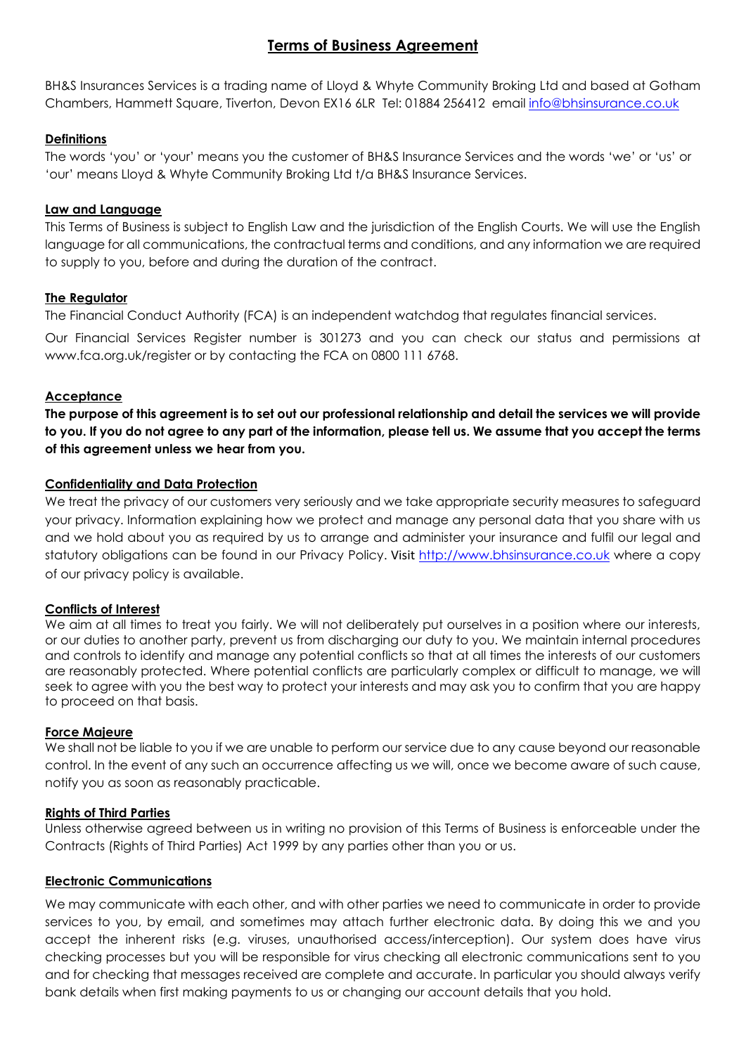# Terms of Business Agreement

BH&S Insurances Services is a trading name of Lloyd & Whyte Community Broking Ltd and based at Gotham Chambers, Hammett Square, Tiverton, Devon EX16 6LR Tel: 01884 256412 email info@bhsinsurance.co.uk

## Definitions

The words 'you' or 'your' means you the customer of BH&S Insurance Services and the words 'we' or 'us' or 'our' means Lloyd & Whyte Community Broking Ltd t/a BH&S Insurance Services.

## Law and Language

This Terms of Business is subject to English Law and the jurisdiction of the English Courts. We will use the English language for all communications, the contractual terms and conditions, and any information we are required to supply to you, before and during the duration of the contract.

## The Regulator

The Financial Conduct Authority (FCA) is an independent watchdog that regulates financial services.

Our Financial Services Register number is 301273 and you can check our status and permissions at www.fca.org.uk/register or by contacting the FCA on 0800 111 6768.

## Acceptance

**The purpose of this agreement is to set out our professional relationship and detail the services we will provide to you. If you do not agree to any part of the information, please tell us. We assume that you accept the terms of this agreement unless we hear from you.**

## Confidentiality and Data Protection

We treat the privacy of our customers very seriously and we take appropriate security measures to safeguard your privacy. Information explaining how we protect and manage any personal data that you share with us and we hold about you as required by us to arrange and administer your insurance and fulfil our legal and statutory obligations can be found in our Privacy Policy. Visit http://www.bhsinsurance.co.uk where a copy of our privacy policy is available.

## Conflicts of Interest

We aim at all times to treat you fairly. We will not deliberately put ourselves in a position where our interests, or our duties to another party, prevent us from discharging our duty to you. We maintain internal procedures and controls to identify and manage any potential conflicts so that at all times the interests of our customers are reasonably protected. Where potential conflicts are particularly complex or difficult to manage, we will seek to agree with you the best way to protect your interests and may ask you to confirm that you are happy to proceed on that basis.

## Force Majeure

We shall not be liable to you if we are unable to perform our service due to any cause beyond our reasonable control. In the event of any such an occurrence affecting us we will, once we become aware of such cause, notify you as soon as reasonably practicable.

## Rights of Third Parties

Unless otherwise agreed between us in writing no provision of this Terms of Business is enforceable under the Contracts (Rights of Third Parties) Act 1999 by any parties other than you or us.

## Electronic Communications

We may communicate with each other, and with other parties we need to communicate in order to provide services to you, by email, and sometimes may attach further electronic data. By doing this we and you accept the inherent risks (e.g. viruses, unauthorised access/interception). Our system does have virus checking processes but you will be responsible for virus checking all electronic communications sent to you and for checking that messages received are complete and accurate. In particular you should always verify bank details when first making payments to us or changing our account details that you hold.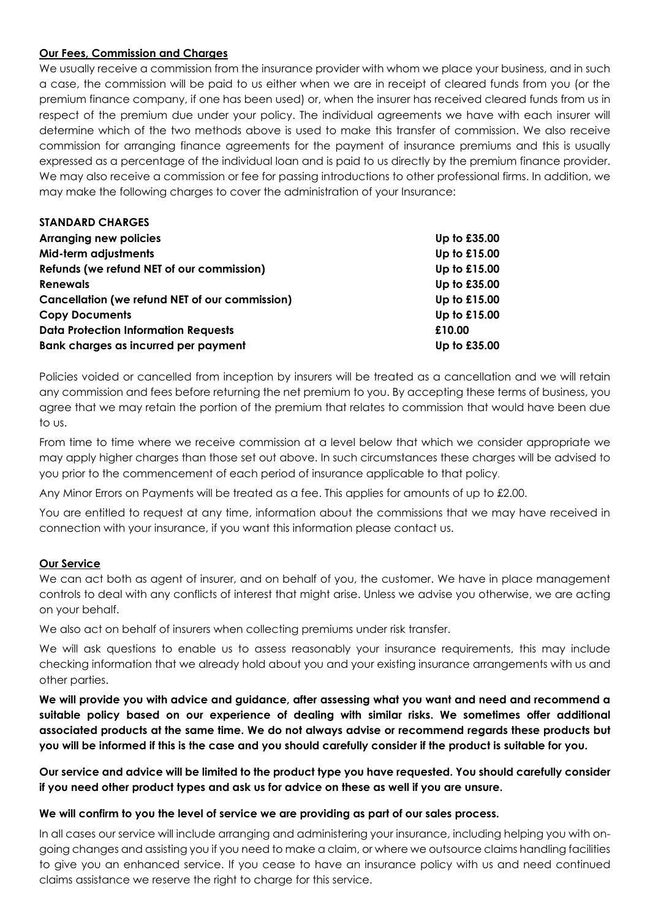## Our Fees, Commission and Charges

We usually receive a commission from the insurance provider with whom we place your business, and in such a case, the commission will be paid to us either when we are in receipt of cleared funds from you (or the premium finance company, if one has been used) or, when the insurer has received cleared funds from us in respect of the premium due under your policy. The individual agreements we have with each insurer will determine which of the two methods above is used to make this transfer of commission. We also receive commission for arranging finance agreements for the payment of insurance premiums and this is usually expressed as a percentage of the individual loan and is paid to us directly by the premium finance provider. We may also receive a commission or fee for passing introductions to other professional firms. In addition, we may make the following charges to cover the administration of your Insurance:

| STANDARD CHARGES | |
|---|---|
| Arranging new policies | Up to £35.00 |
| Mid-term adjustments | Up to £15.00 |
| Refunds (we refund NET of our commission) | Up to £15.00 |
| Renewals | Up to £35.00 |
| Cancellation (we refund NET of our commission) | Up to £15.00 |
| Copy Documents | Up to £15.00 |
| Data Protection Information Requests | £10.00 |
| Bank charges as incurred per payment | Up to £35.00 |

Policies voided or cancelled from inception by insurers will be treated as a cancellation and we will retain any commission and fees before returning the net premium to you. By accepting these terms of business, you agree that we may retain the portion of the premium that relates to commission that would have been due to us.

From time to time where we receive commission at a level below that which we consider appropriate we may apply higher charges than those set out above. In such circumstances these charges will be advised to you prior to the commencement of each period of insurance applicable to that policy.

Any Minor Errors on Payments will be treated as a fee. This applies for amounts of up to £2.00.

You are entitled to request at any time, information about the commissions that we may have received in connection with your insurance, if you want this information please contact us.

## Our Service

We can act both as agent of insurer, and on behalf of you, the customer. We have in place management controls to deal with any conflicts of interest that might arise. Unless we advise you otherwise, we are acting on your behalf.

We also act on behalf of insurers when collecting premiums under risk transfer.

We will ask questions to enable us to assess reasonably your insurance requirements, this may include checking information that we already hold about you and your existing insurance arrangements with us and other parties.

**We will provide you with advice and guidance, after assessing what you want and need and recommend a suitable policy based on our experience of dealing with similar risks. We sometimes offer additional associated products at the same time. We do not always advise or recommend regards these products but you will be informed if this is the case and you should carefully consider if the product is suitable for you.**

**Our service and advice will be limited to the product type you have requested. You should carefully consider if you need other product types and ask us for advice on these as well if you are unsure.**

**We will confirm to you the level of service we are providing as part of our sales process.**

In all cases our service will include arranging and administering your insurance, including helping you with on-going changes and assisting you if you need to make a claim, or where we outsource claims handling facilities to give you an enhanced service. If you cease to have an insurance policy with us and need continued claims assistance we reserve the right to charge for this service.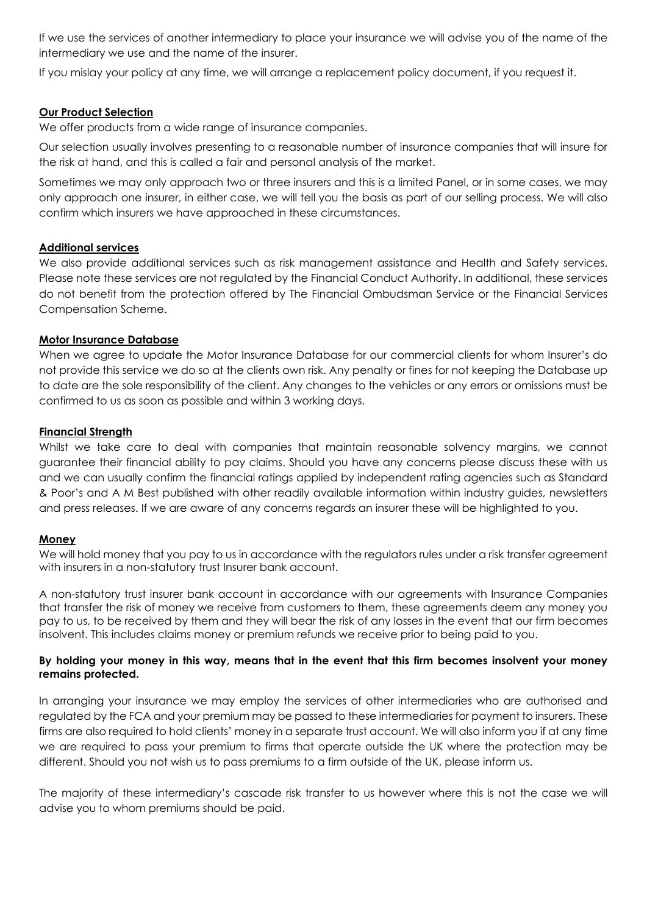If we use the services of another intermediary to place your insurance we will advise you of the name of the intermediary we use and the name of the insurer.

If you mislay your policy at any time, we will arrange a replacement policy document, if you request it.

## **Our Product Selection**

We offer products from a wide range of insurance companies.

Our selection usually involves presenting to a reasonable number of insurance companies that will insure for the risk at hand, and this is called a fair and personal analysis of the market.

Sometimes we may only approach two or three insurers and this is a limited Panel, or in some cases, we may only approach one insurer, in either case, we will tell you the basis as part of our selling process. We will also confirm which insurers we have approached in these circumstances.

## **Additional services**

We also provide additional services such as risk management assistance and Health and Safety services. Please note these services are not regulated by the Financial Conduct Authority. In additional, these services do not benefit from the protection offered by The Financial Ombudsman Service or the Financial Services Compensation Scheme.

## **Motor Insurance Database**

When we agree to update the Motor Insurance Database for our commercial clients for whom Insurer's do not provide this service we do so at the clients own risk. Any penalty or fines for not keeping the Database up to date are the sole responsibility of the client. Any changes to the vehicles or any errors or omissions must be confirmed to us as soon as possible and within 3 working days.

## **Financial Strength**

Whilst we take care to deal with companies that maintain reasonable solvency margins, we cannot guarantee their financial ability to pay claims. Should you have any concerns please discuss these with us and we can usually confirm the financial ratings applied by independent rating agencies such as Standard & Poor's and A M Best published with other readily available information within industry guides, newsletters and press releases. If we are aware of any concerns regards an insurer these will be highlighted to you.

## **Money**

We will hold money that you pay to us in accordance with the regulators rules under a risk transfer agreement with insurers in a non-statutory trust Insurer bank account.

A non-statutory trust insurer bank account in accordance with our agreements with Insurance Companies that transfer the risk of money we receive from customers to them, these agreements deem any money you pay to us, to be received by them and they will bear the risk of any losses in the event that our firm becomes insolvent. This includes claims money or premium refunds we receive prior to being paid to you.

**By holding your money in this way, means that in the event that this firm becomes insolvent your money remains protected.**

In arranging your insurance we may employ the services of other intermediaries who are authorised and regulated by the FCA and your premium may be passed to these intermediaries for payment to insurers. These firms are also required to hold clients' money in a separate trust account. We will also inform you if at any time we are required to pass your premium to firms that operate outside the UK where the protection may be different. Should you not wish us to pass premiums to a firm outside of the UK, please inform us.

The majority of these intermediary's cascade risk transfer to us however where this is not the case we will advise you to whom premiums should be paid.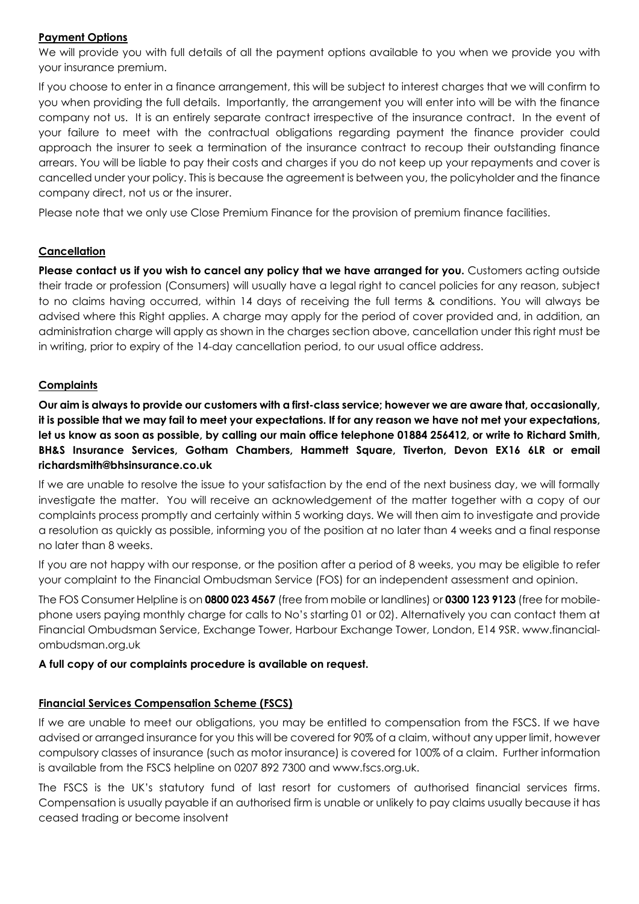## Payment Options

We will provide you with full details of all the payment options available to you when we provide you with your insurance premium.

If you choose to enter in a finance arrangement, this will be subject to interest charges that we will confirm to you when providing the full details. Importantly, the arrangement you will enter into will be with the finance company not us. It is an entirely separate contract irrespective of the insurance contract. In the event of your failure to meet with the contractual obligations regarding payment the finance provider could approach the insurer to seek a termination of the insurance contract to recoup their outstanding finance arrears. You will be liable to pay their costs and charges if you do not keep up your repayments and cover is cancelled under your policy. This is because the agreement is between you, the policyholder and the finance company direct, not us or the insurer.

Please note that we only use Close Premium Finance for the provision of premium finance facilities.

## Cancellation

**Please contact us if you wish to cancel any policy that we have arranged for you.** Customers acting outside their trade or profession (Consumers) will usually have a legal right to cancel policies for any reason, subject to no claims having occurred, within 14 days of receiving the full terms & conditions. You will always be advised where this Right applies. A charge may apply for the period of cover provided and, in addition, an administration charge will apply as shown in the charges section above, cancellation under this right must be in writing, prior to expiry of the 14-day cancellation period, to our usual office address.

## Complaints

**Our aim is always to provide our customers with a first-class service; however we are aware that, occasionally, it is possible that we may fail to meet your expectations. If for any reason we have not met your expectations, let us know as soon as possible, by calling our main office telephone 01884 256412, or write to Richard Smith, BH&S Insurance Services, Gotham Chambers, Hammett Square, Tiverton, Devon EX16 6LR or email richardsmith@bhsinsurance.co.uk**

If we are unable to resolve the issue to your satisfaction by the end of the next business day, we will formally investigate the matter. You will receive an acknowledgement of the matter together with a copy of our complaints process promptly and certainly within 5 working days. We will then aim to investigate and provide a resolution as quickly as possible, informing you of the position at no later than 4 weeks and a final response no later than 8 weeks.

If you are not happy with our response, or the position after a period of 8 weeks, you may be eligible to refer your complaint to the Financial Ombudsman Service (FOS) for an independent assessment and opinion.

The FOS Consumer Helpline is on **0800 023 4567** (free from mobile or landlines) or **0300 123 9123** (free for mobile-phone users paying monthly charge for calls to No's starting 01 or 02). Alternatively you can contact them at Financial Ombudsman Service, Exchange Tower, Harbour Exchange Tower, London, E14 9SR. www.financial-ombudsman.org.uk

**A full copy of our complaints procedure is available on request.**

## Financial Services Compensation Scheme (FSCS)

If we are unable to meet our obligations, you may be entitled to compensation from the FSCS. If we have advised or arranged insurance for you this will be covered for 90% of a claim, without any upper limit, however compulsory classes of insurance (such as motor insurance) is covered for 100% of a claim. Further information is available from the FSCS helpline on 0207 892 7300 and www.fscs.org.uk.

The FSCS is the UK's statutory fund of last resort for customers of authorised financial services firms. Compensation is usually payable if an authorised firm is unable or unlikely to pay claims usually because it has ceased trading or become insolvent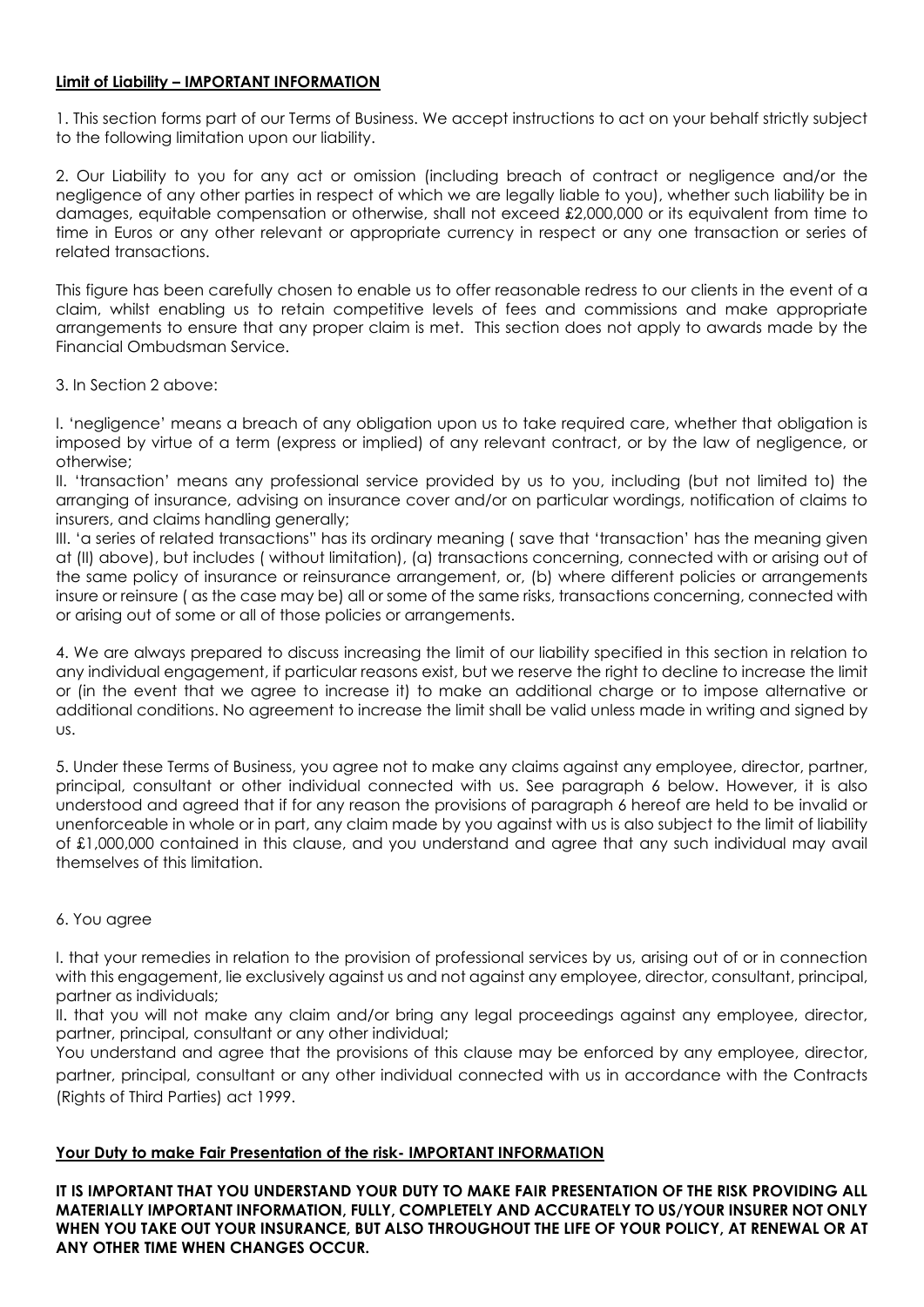**<u>Limit of Liability – IMPORTANT INFORMATION</u>**

1. This section forms part of our Terms of Business. We accept instructions to act on your behalf strictly subject to the following limitation upon our liability.

2. Our Liability to you for any act or omission (including breach of contract or negligence and/or the negligence of any other parties in respect of which we are legally liable to you), whether such liability be in damages, equitable compensation or otherwise, shall not exceed £2,000,000 or its equivalent from time to time in Euros or any other relevant or appropriate currency in respect or any one transaction or series of related transactions.

This figure has been carefully chosen to enable us to offer reasonable redress to our clients in the event of a claim, whilst enabling us to retain competitive levels of fees and commissions and make appropriate arrangements to ensure that any proper claim is met. This section does not apply to awards made by the Financial Ombudsman Service.

3. In Section 2 above:

I. 'negligence' means a breach of any obligation upon us to take required care, whether that obligation is imposed by virtue of a term (express or implied) of any relevant contract, or by the law of negligence, or otherwise;
II. 'transaction' means any professional service provided by us to you, including (but not limited to) the arranging of insurance, advising on insurance cover and/or on particular wordings, notification of claims to insurers, and claims handling generally;
III. 'a series of related transactions" has its ordinary meaning ( save that 'transaction' has the meaning given at (II) above), but includes ( without limitation), (a) transactions concerning, connected with or arising out of the same policy of insurance or reinsurance arrangement, or, (b) where different policies or arrangements insure or reinsure ( as the case may be) all or some of the same risks, transactions concerning, connected with or arising out of some or all of those policies or arrangements.

4. We are always prepared to discuss increasing the limit of our liability specified in this section in relation to any individual engagement, if particular reasons exist, but we reserve the right to decline to increase the limit or (in the event that we agree to increase it) to make an additional charge or to impose alternative or additional conditions. No agreement to increase the limit shall be valid unless made in writing and signed by us.

5. Under these Terms of Business, you agree not to make any claims against any employee, director, partner, principal, consultant or other individual connected with us. See paragraph 6 below. However, it is also understood and agreed that if for any reason the provisions of paragraph 6 hereof are held to be invalid or unenforceable in whole or in part, any claim made by you against with us is also subject to the limit of liability of £1,000,000 contained in this clause, and you understand and agree that any such individual may avail themselves of this limitation.

6. You agree

I. that your remedies in relation to the provision of professional services by us, arising out of or in connection with this engagement, lie exclusively against us and not against any employee, director, consultant, principal, partner as individuals;
II. that you will not make any claim and/or bring any legal proceedings against any employee, director, partner, principal, consultant or any other individual;
You understand and agree that the provisions of this clause may be enforced by any employee, director, partner, principal, consultant or any other individual connected with us in accordance with the Contracts (Rights of Third Parties) act 1999.

**<u>Your Duty to make Fair Presentation of the risk- IMPORTANT INFORMATION</u>**

**IT IS IMPORTANT THAT YOU UNDERSTAND YOUR DUTY TO MAKE FAIR PRESENTATION OF THE RISK PROVIDING ALL MATERIALLY IMPORTANT INFORMATION, FULLY, COMPLETELY AND ACCURATELY TO US/YOUR INSURER NOT ONLY WHEN YOU TAKE OUT YOUR INSURANCE, BUT ALSO THROUGHOUT THE LIFE OF YOUR POLICY, AT RENEWAL OR AT ANY OTHER TIME WHEN CHANGES OCCUR.**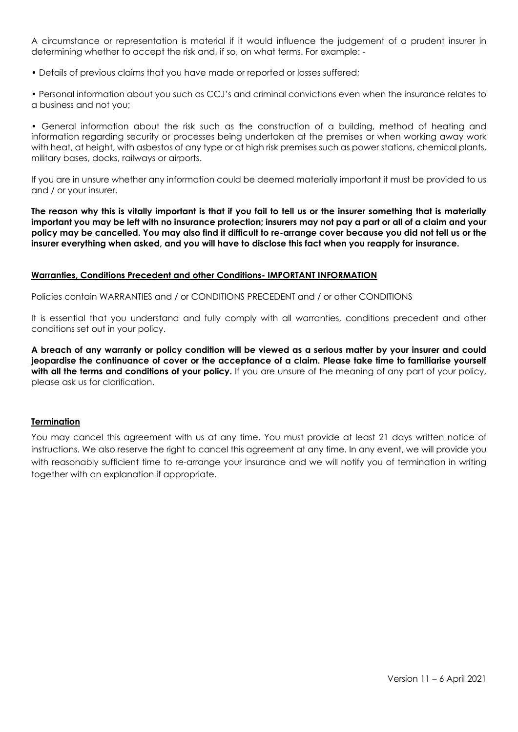A circumstance or representation is material if it would influence the judgement of a prudent insurer in determining whether to accept the risk and, if so, on what terms. For example: -

• Details of previous claims that you have made or reported or losses suffered;

• Personal information about you such as CCJ's and criminal convictions even when the insurance relates to a business and not you;

• General information about the risk such as the construction of a building, method of heating and information regarding security or processes being undertaken at the premises or when working away work with heat, at height, with asbestos of any type or at high risk premises such as power stations, chemical plants, military bases, docks, railways or airports.

If you are in unsure whether any information could be deemed materially important it must be provided to us and / or your insurer.

**The reason why this is vitally important is that if you fail to tell us or the insurer something that is materially important you may be left with no insurance protection; insurers may not pay a part or all of a claim and your policy may be cancelled. You may also find it difficult to re-arrange cover because you did not tell us or the insurer everything when asked, and you will have to disclose this fact when you reapply for insurance.**

**Warranties, Conditions Precedent and other Conditions- IMPORTANT INFORMATION**

Policies contain WARRANTIES and / or CONDITIONS PRECEDENT and / or other CONDITIONS

It is essential that you understand and fully comply with all warranties, conditions precedent and other conditions set out in your policy.

**A breach of any warranty or policy condition will be viewed as a serious matter by your insurer and could jeopardise the continuance of cover or the acceptance of a claim. Please take time to familiarise yourself with all the terms and conditions of your policy.** If you are unsure of the meaning of any part of your policy, please ask us for clarification.

**Termination**

You may cancel this agreement with us at any time. You must provide at least 21 days written notice of instructions. We also reserve the right to cancel this agreement at any time. In any event, we will provide you with reasonably sufficient time to re-arrange your insurance and we will notify you of termination in writing together with an explanation if appropriate.

Version 11 – 6 April 2021